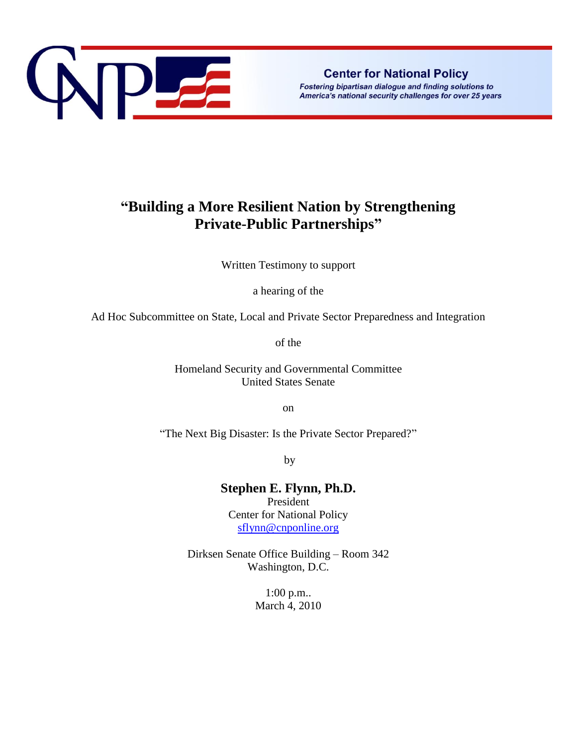**Center for National Policy**

*Fostering bipartisan dialogue and finding solutions to America's national security challenges for over 25 years*

# "Building a More Resilient Nation by Strengthening Private-Public Partnerships"

Written Testimony to support

a hearing of the

Ad Hoc Subcommittee on State, Local and Private Sector Preparedness and Integration

of the

Homeland Security and Governmental Committee
United States Senate

on

"The Next Big Disaster: Is the Private Sector Prepared?"

by

**Stephen E. Flynn, Ph.D.**
President
Center for National Policy
sflynn@cnponline.org

Dirksen Senate Office Building – Room 342
Washington, D.C.

1:00 p.m..
March 4, 2010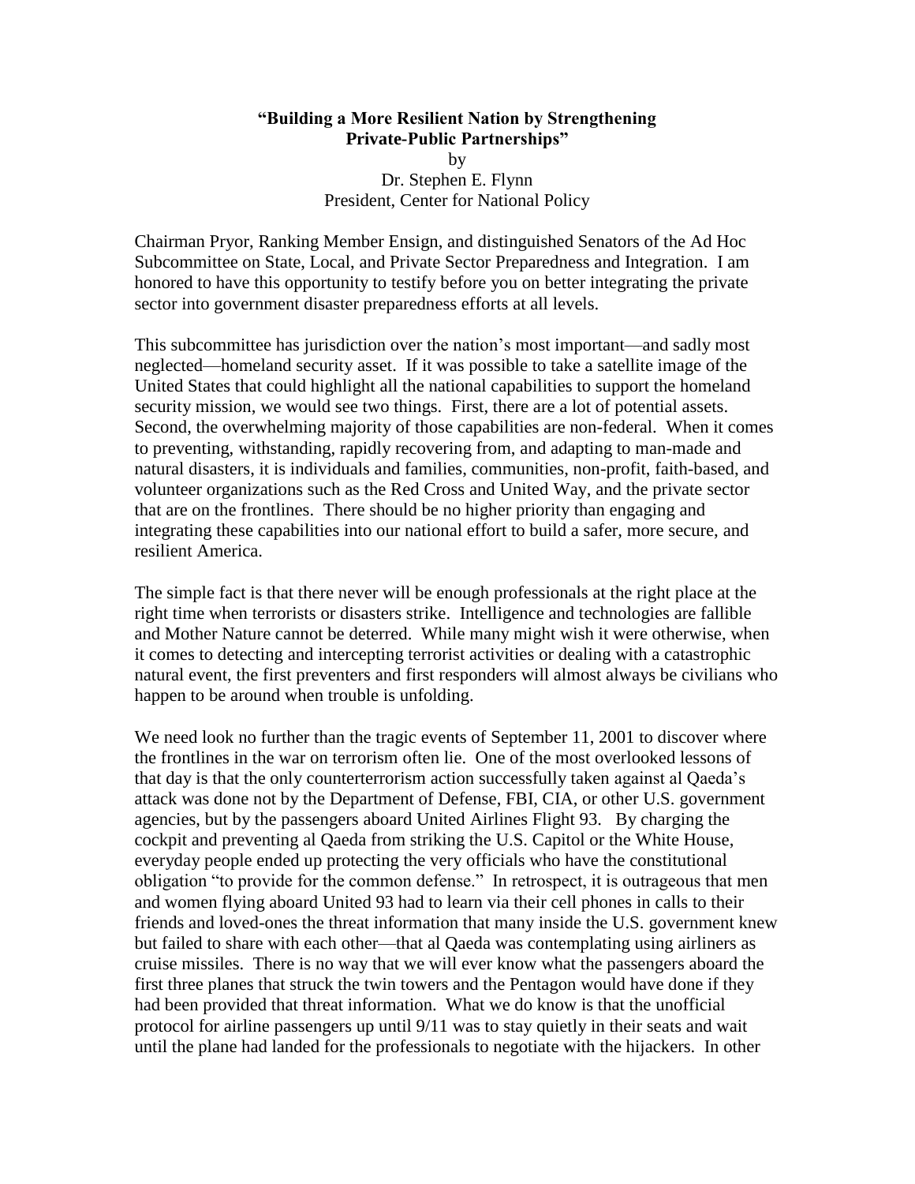**"Building a More Resilient Nation by Strengthening Private-Public Partnerships"**

by

Dr. Stephen E. Flynn

President, Center for National Policy

Chairman Pryor, Ranking Member Ensign, and distinguished Senators of the Ad Hoc Subcommittee on State, Local, and Private Sector Preparedness and Integration. I am honored to have this opportunity to testify before you on better integrating the private sector into government disaster preparedness efforts at all levels.

This subcommittee has jurisdiction over the nation's most important—and sadly most neglected—homeland security asset. If it was possible to take a satellite image of the United States that could highlight all the national capabilities to support the homeland security mission, we would see two things. First, there are a lot of potential assets. Second, the overwhelming majority of those capabilities are non-federal. When it comes to preventing, withstanding, rapidly recovering from, and adapting to man-made and natural disasters, it is individuals and families, communities, non-profit, faith-based, and volunteer organizations such as the Red Cross and United Way, and the private sector that are on the frontlines. There should be no higher priority than engaging and integrating these capabilities into our national effort to build a safer, more secure, and resilient America.

The simple fact is that there never will be enough professionals at the right place at the right time when terrorists or disasters strike. Intelligence and technologies are fallible and Mother Nature cannot be deterred. While many might wish it were otherwise, when it comes to detecting and intercepting terrorist activities or dealing with a catastrophic natural event, the first preventers and first responders will almost always be civilians who happen to be around when trouble is unfolding.

We need look no further than the tragic events of September 11, 2001 to discover where the frontlines in the war on terrorism often lie. One of the most overlooked lessons of that day is that the only counterterrorism action successfully taken against al Qaeda's attack was done not by the Department of Defense, FBI, CIA, or other U.S. government agencies, but by the passengers aboard United Airlines Flight 93. By charging the cockpit and preventing al Qaeda from striking the U.S. Capitol or the White House, everyday people ended up protecting the very officials who have the constitutional obligation "to provide for the common defense." In retrospect, it is outrageous that men and women flying aboard United 93 had to learn via their cell phones in calls to their friends and loved-ones the threat information that many inside the U.S. government knew but failed to share with each other—that al Qaeda was contemplating using airliners as cruise missiles. There is no way that we will ever know what the passengers aboard the first three planes that struck the twin towers and the Pentagon would have done if they had been provided that threat information. What we do know is that the unofficial protocol for airline passengers up until 9/11 was to stay quietly in their seats and wait until the plane had landed for the professionals to negotiate with the hijackers. In other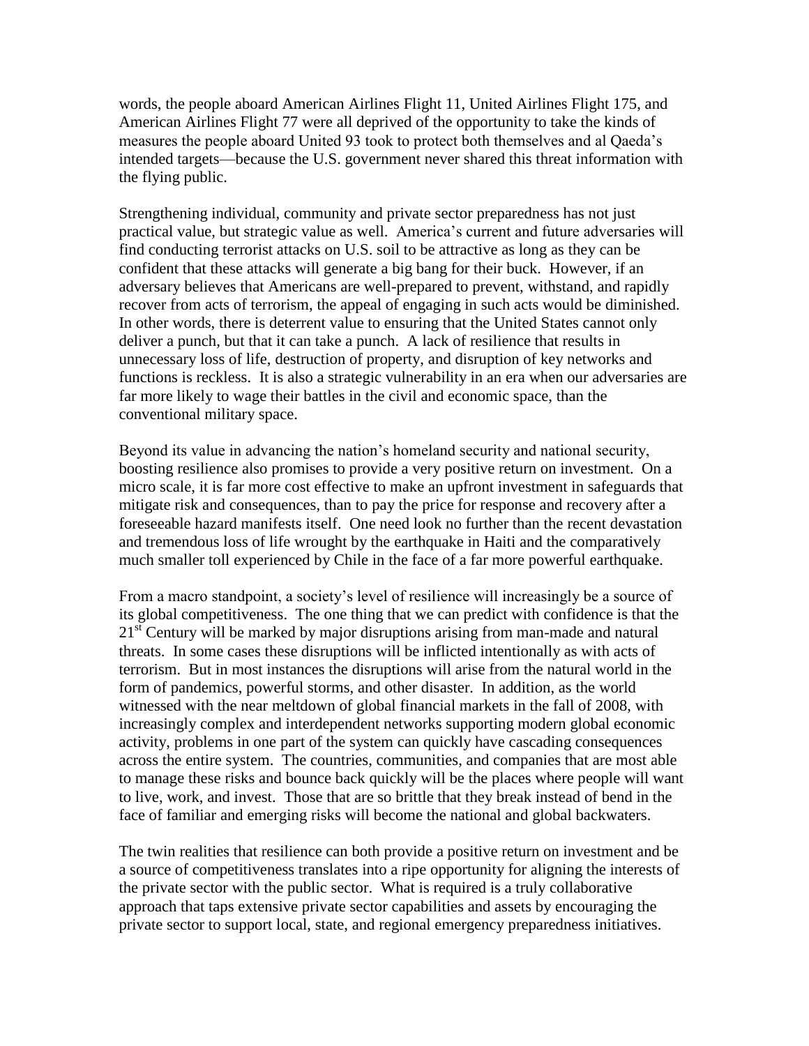words, the people aboard American Airlines Flight 11, United Airlines Flight 175, and American Airlines Flight 77 were all deprived of the opportunity to take the kinds of measures the people aboard United 93 took to protect both themselves and al Qaeda's intended targets—because the U.S. government never shared this threat information with the flying public.

Strengthening individual, community and private sector preparedness has not just practical value, but strategic value as well. America's current and future adversaries will find conducting terrorist attacks on U.S. soil to be attractive as long as they can be confident that these attacks will generate a big bang for their buck. However, if an adversary believes that Americans are well-prepared to prevent, withstand, and rapidly recover from acts of terrorism, the appeal of engaging in such acts would be diminished. In other words, there is deterrent value to ensuring that the United States cannot only deliver a punch, but that it can take a punch. A lack of resilience that results in unnecessary loss of life, destruction of property, and disruption of key networks and functions is reckless. It is also a strategic vulnerability in an era when our adversaries are far more likely to wage their battles in the civil and economic space, than the conventional military space.

Beyond its value in advancing the nation's homeland security and national security, boosting resilience also promises to provide a very positive return on investment. On a micro scale, it is far more cost effective to make an upfront investment in safeguards that mitigate risk and consequences, than to pay the price for response and recovery after a foreseeable hazard manifests itself. One need look no further than the recent devastation and tremendous loss of life wrought by the earthquake in Haiti and the comparatively much smaller toll experienced by Chile in the face of a far more powerful earthquake.

From a macro standpoint, a society's level of resilience will increasingly be a source of its global competitiveness. The one thing that we can predict with confidence is that the 21st Century will be marked by major disruptions arising from man-made and natural threats. In some cases these disruptions will be inflicted intentionally as with acts of terrorism. But in most instances the disruptions will arise from the natural world in the form of pandemics, powerful storms, and other disaster. In addition, as the world witnessed with the near meltdown of global financial markets in the fall of 2008, with increasingly complex and interdependent networks supporting modern global economic activity, problems in one part of the system can quickly have cascading consequences across the entire system. The countries, communities, and companies that are most able to manage these risks and bounce back quickly will be the places where people will want to live, work, and invest. Those that are so brittle that they break instead of bend in the face of familiar and emerging risks will become the national and global backwaters.

The twin realities that resilience can both provide a positive return on investment and be a source of competitiveness translates into a ripe opportunity for aligning the interests of the private sector with the public sector. What is required is a truly collaborative approach that taps extensive private sector capabilities and assets by encouraging the private sector to support local, state, and regional emergency preparedness initiatives.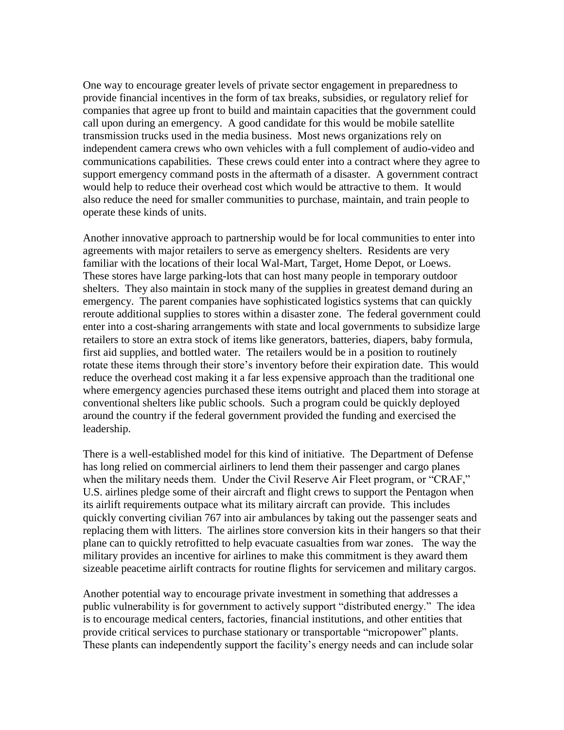One way to encourage greater levels of private sector engagement in preparedness to provide financial incentives in the form of tax breaks, subsidies, or regulatory relief for companies that agree up front to build and maintain capacities that the government could call upon during an emergency. A good candidate for this would be mobile satellite transmission trucks used in the media business. Most news organizations rely on independent camera crews who own vehicles with a full complement of audio-video and communications capabilities. These crews could enter into a contract where they agree to support emergency command posts in the aftermath of a disaster. A government contract would help to reduce their overhead cost which would be attractive to them. It would also reduce the need for smaller communities to purchase, maintain, and train people to operate these kinds of units.

Another innovative approach to partnership would be for local communities to enter into agreements with major retailers to serve as emergency shelters. Residents are very familiar with the locations of their local Wal-Mart, Target, Home Depot, or Loews. These stores have large parking-lots that can host many people in temporary outdoor shelters. They also maintain in stock many of the supplies in greatest demand during an emergency. The parent companies have sophisticated logistics systems that can quickly reroute additional supplies to stores within a disaster zone. The federal government could enter into a cost-sharing arrangements with state and local governments to subsidize large retailers to store an extra stock of items like generators, batteries, diapers, baby formula, first aid supplies, and bottled water. The retailers would be in a position to routinely rotate these items through their store's inventory before their expiration date. This would reduce the overhead cost making it a far less expensive approach than the traditional one where emergency agencies purchased these items outright and placed them into storage at conventional shelters like public schools. Such a program could be quickly deployed around the country if the federal government provided the funding and exercised the leadership.

There is a well-established model for this kind of initiative. The Department of Defense has long relied on commercial airliners to lend them their passenger and cargo planes when the military needs them. Under the Civil Reserve Air Fleet program, or "CRAF," U.S. airlines pledge some of their aircraft and flight crews to support the Pentagon when its airlift requirements outpace what its military aircraft can provide. This includes quickly converting civilian 767 into air ambulances by taking out the passenger seats and replacing them with litters. The airlines store conversion kits in their hangers so that their plane can to quickly retrofitted to help evacuate casualties from war zones. The way the military provides an incentive for airlines to make this commitment is they award them sizeable peacetime airlift contracts for routine flights for servicemen and military cargos.

Another potential way to encourage private investment in something that addresses a public vulnerability is for government to actively support "distributed energy." The idea is to encourage medical centers, factories, financial institutions, and other entities that provide critical services to purchase stationary or transportable "micropower" plants. These plants can independently support the facility's energy needs and can include solar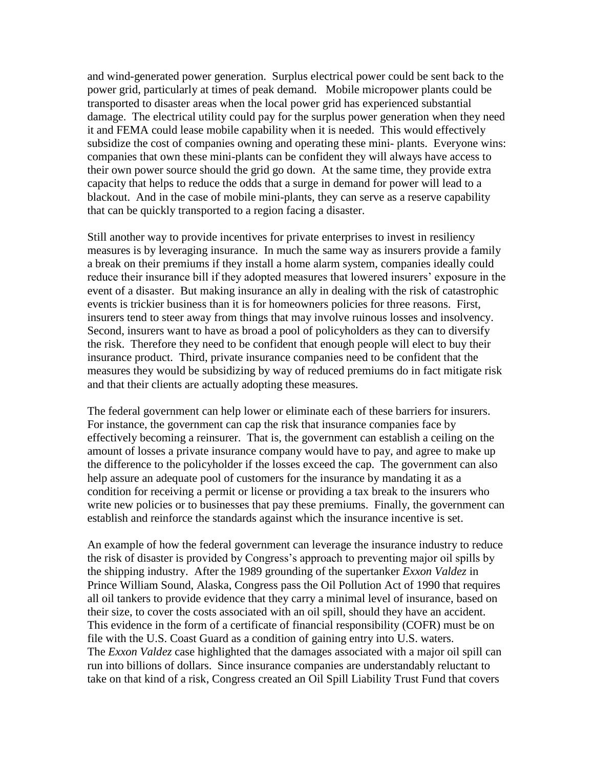and wind-generated power generation. Surplus electrical power could be sent back to the power grid, particularly at times of peak demand. Mobile micropower plants could be transported to disaster areas when the local power grid has experienced substantial damage. The electrical utility could pay for the surplus power generation when they need it and FEMA could lease mobile capability when it is needed. This would effectively subsidize the cost of companies owning and operating these mini- plants. Everyone wins: companies that own these mini-plants can be confident they will always have access to their own power source should the grid go down. At the same time, they provide extra capacity that helps to reduce the odds that a surge in demand for power will lead to a blackout. And in the case of mobile mini-plants, they can serve as a reserve capability that can be quickly transported to a region facing a disaster.

Still another way to provide incentives for private enterprises to invest in resiliency measures is by leveraging insurance. In much the same way as insurers provide a family a break on their premiums if they install a home alarm system, companies ideally could reduce their insurance bill if they adopted measures that lowered insurers' exposure in the event of a disaster. But making insurance an ally in dealing with the risk of catastrophic events is trickier business than it is for homeowners policies for three reasons. First, insurers tend to steer away from things that may involve ruinous losses and insolvency. Second, insurers want to have as broad a pool of policyholders as they can to diversify the risk. Therefore they need to be confident that enough people will elect to buy their insurance product. Third, private insurance companies need to be confident that the measures they would be subsidizing by way of reduced premiums do in fact mitigate risk and that their clients are actually adopting these measures.

The federal government can help lower or eliminate each of these barriers for insurers. For instance, the government can cap the risk that insurance companies face by effectively becoming a reinsurer. That is, the government can establish a ceiling on the amount of losses a private insurance company would have to pay, and agree to make up the difference to the policyholder if the losses exceed the cap. The government can also help assure an adequate pool of customers for the insurance by mandating it as a condition for receiving a permit or license or providing a tax break to the insurers who write new policies or to businesses that pay these premiums. Finally, the government can establish and reinforce the standards against which the insurance incentive is set.

An example of how the federal government can leverage the insurance industry to reduce the risk of disaster is provided by Congress's approach to preventing major oil spills by the shipping industry. After the 1989 grounding of the supertanker *Exxon Valdez* in Prince William Sound, Alaska, Congress pass the Oil Pollution Act of 1990 that requires all oil tankers to provide evidence that they carry a minimal level of insurance, based on their size, to cover the costs associated with an oil spill, should they have an accident. This evidence in the form of a certificate of financial responsibility (COFR) must be on file with the U.S. Coast Guard as a condition of gaining entry into U.S. waters. The *Exxon Valdez* case highlighted that the damages associated with a major oil spill can run into billions of dollars. Since insurance companies are understandably reluctant to take on that kind of a risk, Congress created an Oil Spill Liability Trust Fund that covers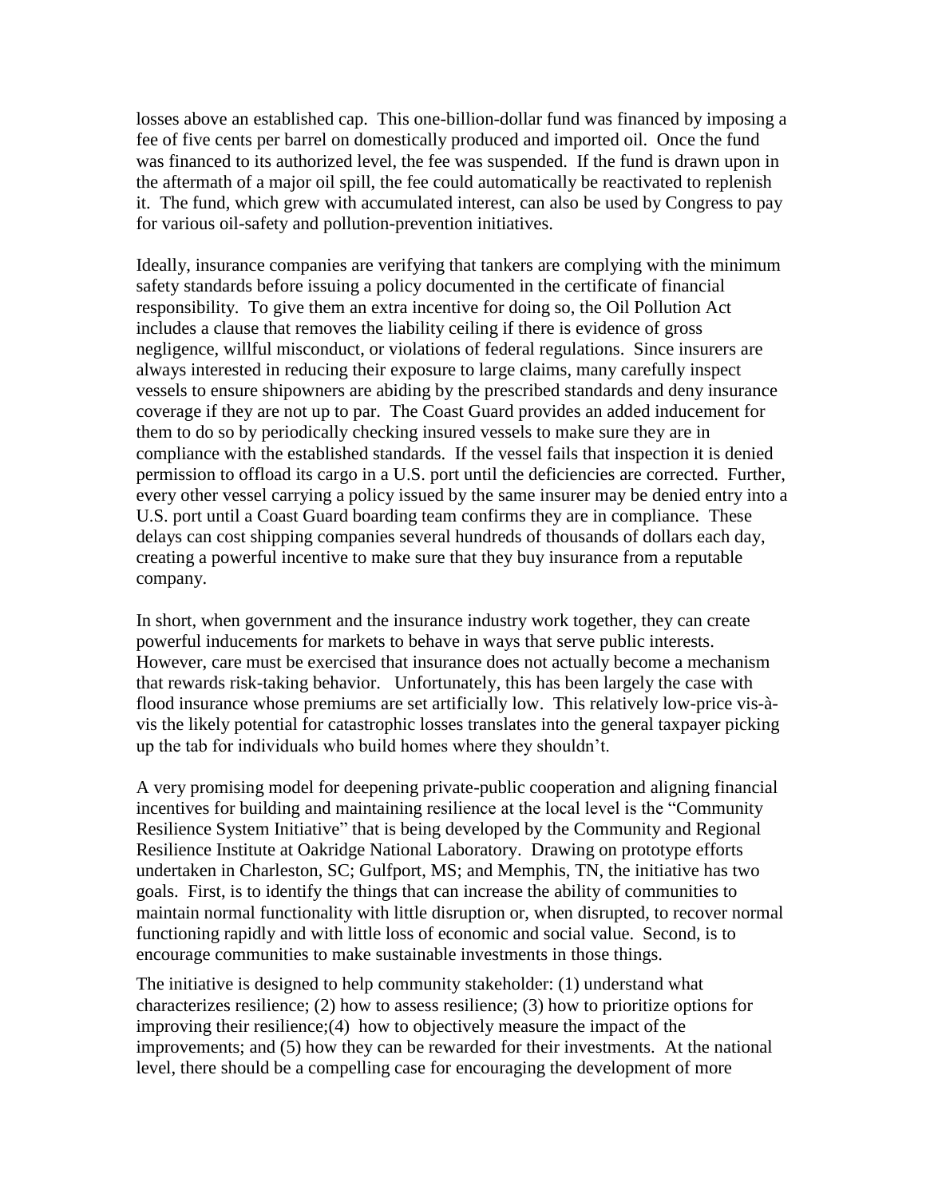losses above an established cap. This one-billion-dollar fund was financed by imposing a fee of five cents per barrel on domestically produced and imported oil. Once the fund was financed to its authorized level, the fee was suspended. If the fund is drawn upon in the aftermath of a major oil spill, the fee could automatically be reactivated to replenish it. The fund, which grew with accumulated interest, can also be used by Congress to pay for various oil-safety and pollution-prevention initiatives.

Ideally, insurance companies are verifying that tankers are complying with the minimum safety standards before issuing a policy documented in the certificate of financial responsibility. To give them an extra incentive for doing so, the Oil Pollution Act includes a clause that removes the liability ceiling if there is evidence of gross negligence, willful misconduct, or violations of federal regulations. Since insurers are always interested in reducing their exposure to large claims, many carefully inspect vessels to ensure shipowners are abiding by the prescribed standards and deny insurance coverage if they are not up to par. The Coast Guard provides an added inducement for them to do so by periodically checking insured vessels to make sure they are in compliance with the established standards. If the vessel fails that inspection it is denied permission to offload its cargo in a U.S. port until the deficiencies are corrected. Further, every other vessel carrying a policy issued by the same insurer may be denied entry into a U.S. port until a Coast Guard boarding team confirms they are in compliance. These delays can cost shipping companies several hundreds of thousands of dollars each day, creating a powerful incentive to make sure that they buy insurance from a reputable company.

In short, when government and the insurance industry work together, they can create powerful inducements for markets to behave in ways that serve public interests. However, care must be exercised that insurance does not actually become a mechanism that rewards risk-taking behavior. Unfortunately, this has been largely the case with flood insurance whose premiums are set artificially low. This relatively low-price vis-à-vis the likely potential for catastrophic losses translates into the general taxpayer picking up the tab for individuals who build homes where they shouldn't.

A very promising model for deepening private-public cooperation and aligning financial incentives for building and maintaining resilience at the local level is the "Community Resilience System Initiative" that is being developed by the Community and Regional Resilience Institute at Oakridge National Laboratory. Drawing on prototype efforts undertaken in Charleston, SC; Gulfport, MS; and Memphis, TN, the initiative has two goals. First, is to identify the things that can increase the ability of communities to maintain normal functionality with little disruption or, when disrupted, to recover normal functioning rapidly and with little loss of economic and social value. Second, is to encourage communities to make sustainable investments in those things.

The initiative is designed to help community stakeholder: (1) understand what characterizes resilience; (2) how to assess resilience; (3) how to prioritize options for improving their resilience;(4) how to objectively measure the impact of the improvements; and (5) how they can be rewarded for their investments. At the national level, there should be a compelling case for encouraging the development of more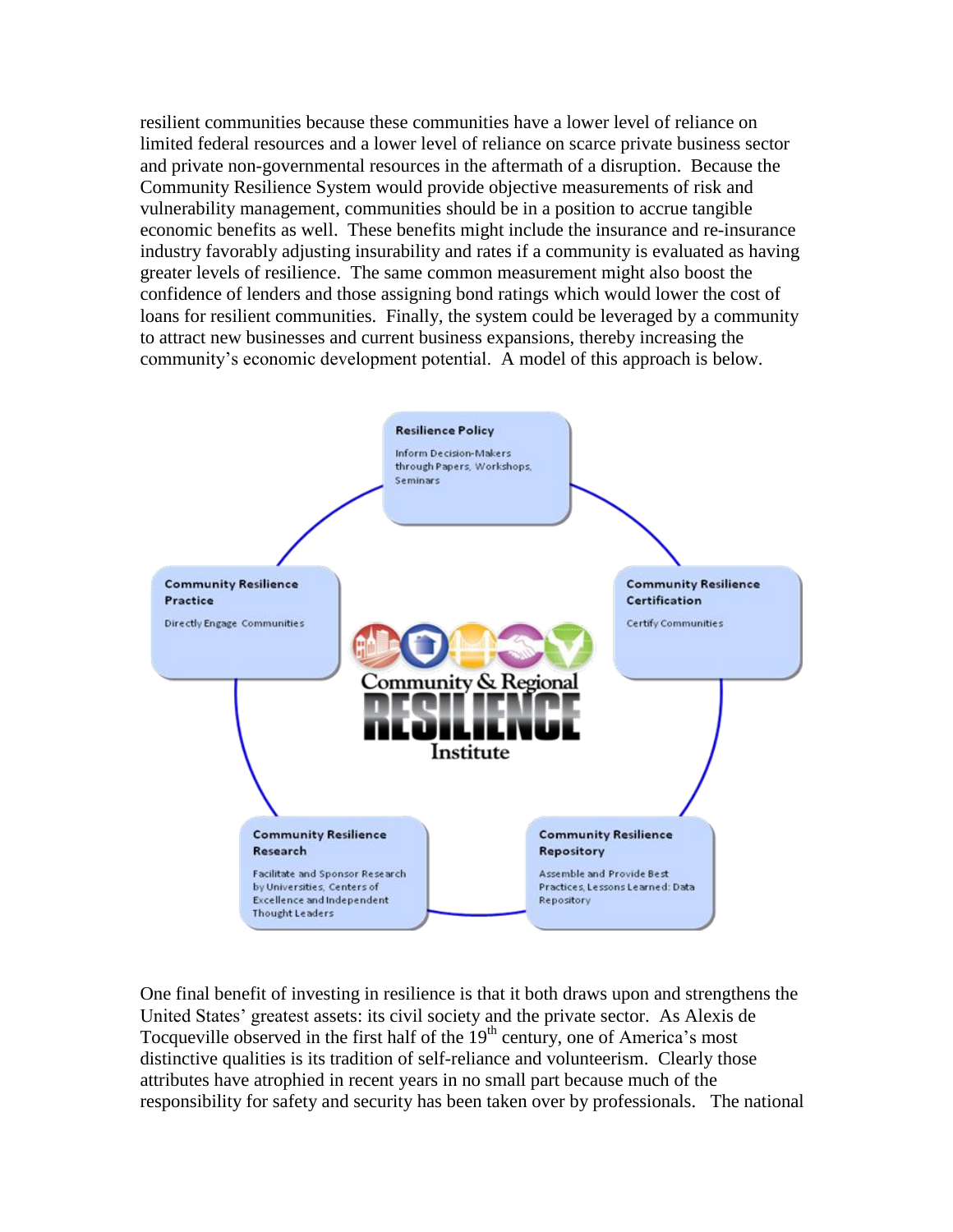resilient communities because these communities have a lower level of reliance on limited federal resources and a lower level of reliance on scarce private business sector and private non-governmental resources in the aftermath of a disruption. Because the Community Resilience System would provide objective measurements of risk and vulnerability management, communities should be in a position to accrue tangible economic benefits as well. These benefits might include the insurance and re-insurance industry favorably adjusting insurability and rates if a community is evaluated as having greater levels of resilience. The same common measurement might also boost the confidence of lenders and those assigning bond ratings which would lower the cost of loans for resilient communities. Finally, the system could be leveraged by a community to attract new businesses and current business expansions, thereby increasing the community's economic development potential. A model of this approach is below.

**Resilience Policy**
Inform Decision-Makers through Papers, Workshops, Seminars

**Community Resilience Certification**
Certify Communities

**Community Resilience Repository**
Assemble and Provide Best Practices, Lessons Learned: Data Repository

**Community Resilience Research**
Facilitate and Sponsor Research by Universities, Centers of Excellence and Independent Thought Leaders

**Community Resilience Practice**
Directly Engage Communities

Community & Regional RESILIENCE Institute

One final benefit of investing in resilience is that it both draws upon and strengthens the United States' greatest assets: its civil society and the private sector. As Alexis de Tocqueville observed in the first half of the 19th century, one of America's most distinctive qualities is its tradition of self-reliance and volunteerism. Clearly those attributes have atrophied in recent years in no small part because much of the responsibility for safety and security has been taken over by professionals. The national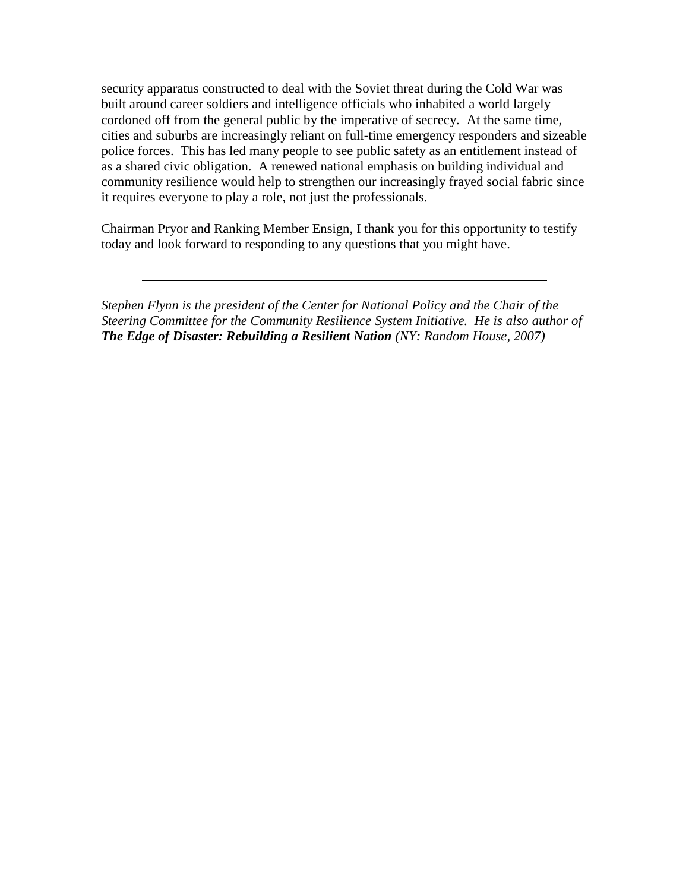security apparatus constructed to deal with the Soviet threat during the Cold War was built around career soldiers and intelligence officials who inhabited a world largely cordoned off from the general public by the imperative of secrecy. At the same time, cities and suburbs are increasingly reliant on full-time emergency responders and sizeable police forces. This has led many people to see public safety as an entitlement instead of as a shared civic obligation. A renewed national emphasis on building individual and community resilience would help to strengthen our increasingly frayed social fabric since it requires everyone to play a role, not just the professionals.

Chairman Pryor and Ranking Member Ensign, I thank you for this opportunity to testify today and look forward to responding to any questions that you might have.

---

*Stephen Flynn is the president of the Center for National Policy and the Chair of the Steering Committee for the Community Resilience System Initiative. He is also author of* ***The Edge of Disaster: Rebuilding a Resilient Nation*** *(NY: Random House, 2007)*